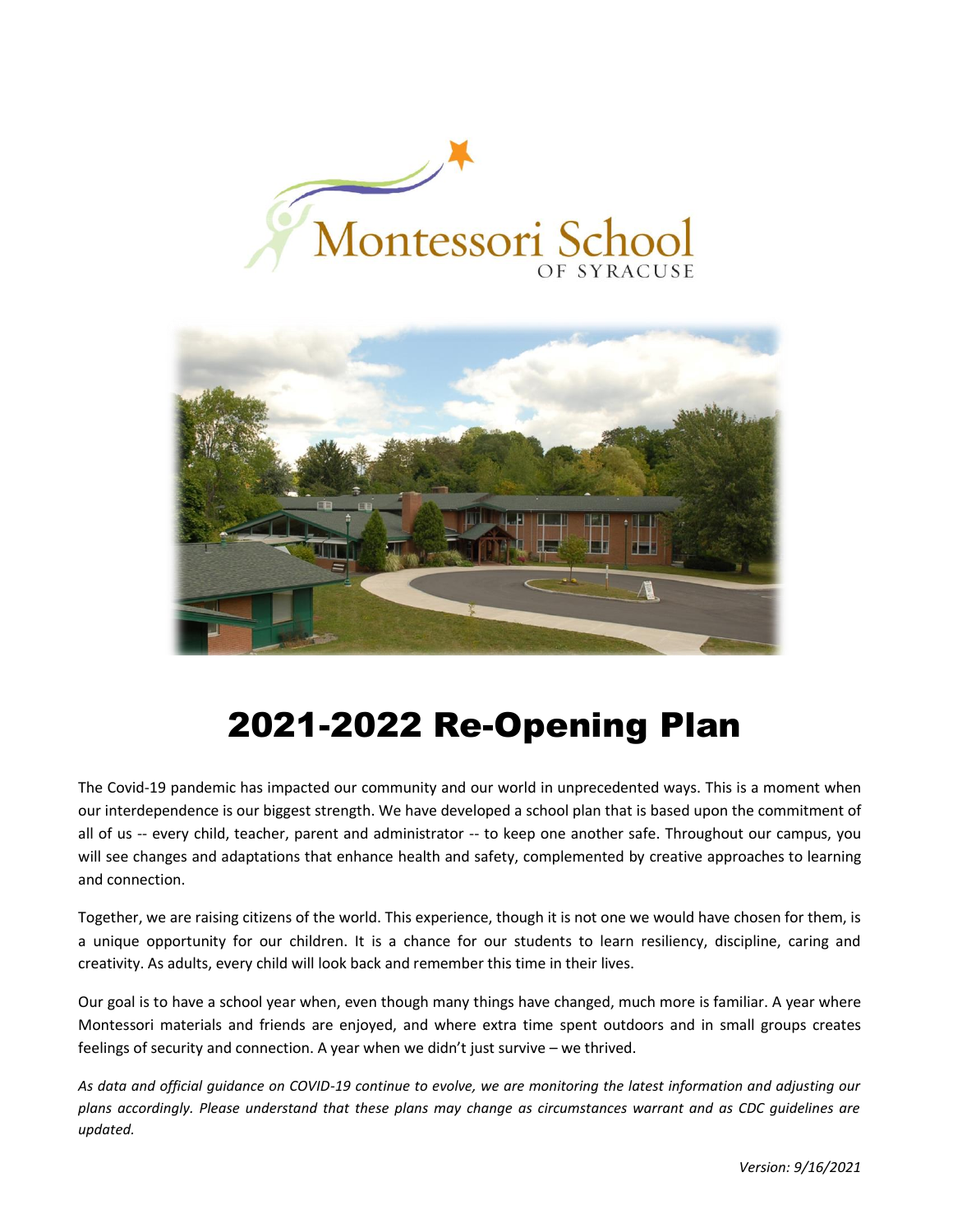Montessori School OF SYRACUSE

# 2021-2022 Re-Opening Plan

The Covid-19 pandemic has impacted our community and our world in unprecedented ways. This is a moment when our interdependence is our biggest strength. We have developed a school plan that is based upon the commitment of all of us -- every child, teacher, parent and administrator -- to keep one another safe. Throughout our campus, you will see changes and adaptations that enhance health and safety, complemented by creative approaches to learning and connection.

Together, we are raising citizens of the world. This experience, though it is not one we would have chosen for them, is a unique opportunity for our children. It is a chance for our students to learn resiliency, discipline, caring and creativity. As adults, every child will look back and remember this time in their lives.

Our goal is to have a school year when, even though many things have changed, much more is familiar. A year where Montessori materials and friends are enjoyed, and where extra time spent outdoors and in small groups creates feelings of security and connection. A year when we didn't just survive – we thrived.

*As data and official guidance on COVID-19 continue to evolve, we are monitoring the latest information and adjusting our plans accordingly. Please understand that these plans may change as circumstances warrant and as CDC guidelines are updated.*

*Version: 9/16/2021*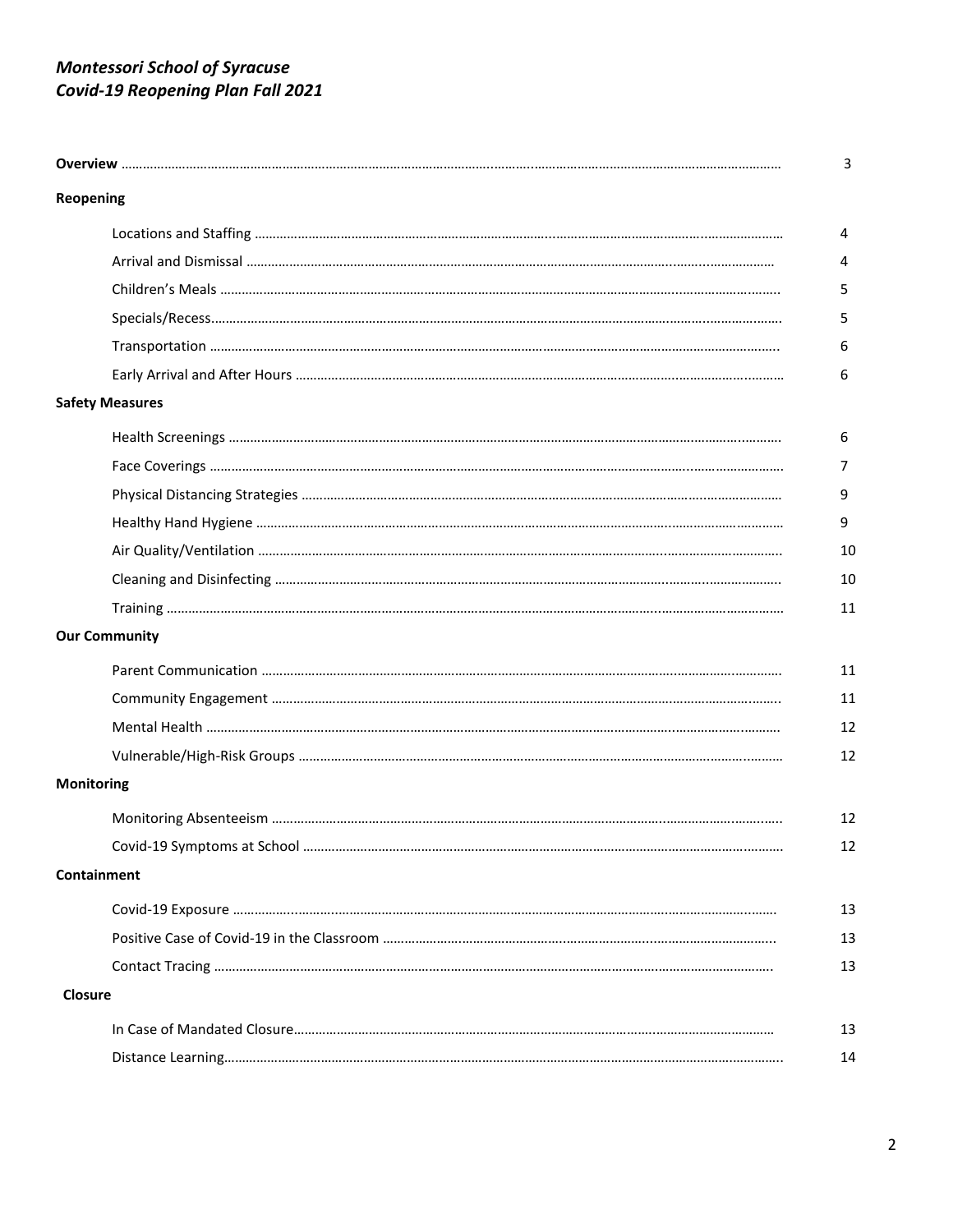***Montessori School of Syracuse***
***Covid-19 Reopening Plan Fall 2021***

| | |
|---|---|
| **Overview** | 3 |
| **Reopening** | |
| Locations and Staffing | 4 |
| Arrival and Dismissal | 4 |
| Children's Meals | 5 |
| Specials/Recess | 5 |
| Transportation | 6 |
| Early Arrival and After Hours | 6 |
| **Safety Measures** | |
| Health Screenings | 6 |
| Face Coverings | 7 |
| Physical Distancing Strategies | 9 |
| Healthy Hand Hygiene | 9 |
| Air Quality/Ventilation | 10 |
| Cleaning and Disinfecting | 10 |
| Training | 11 |
| **Our Community** | |
| Parent Communication | 11 |
| Community Engagement | 11 |
| Mental Health | 12 |
| Vulnerable/High-Risk Groups | 12 |
| **Monitoring** | |
| Monitoring Absenteeism | 12 |
| Covid-19 Symptoms at School | 12 |
| **Containment** | |
| Covid-19 Exposure | 13 |
| Positive Case of Covid-19 in the Classroom | 13 |
| Contact Tracing | 13 |
| **Closure** | |
| In Case of Mandated Closure | 13 |
| Distance Learning | 14 |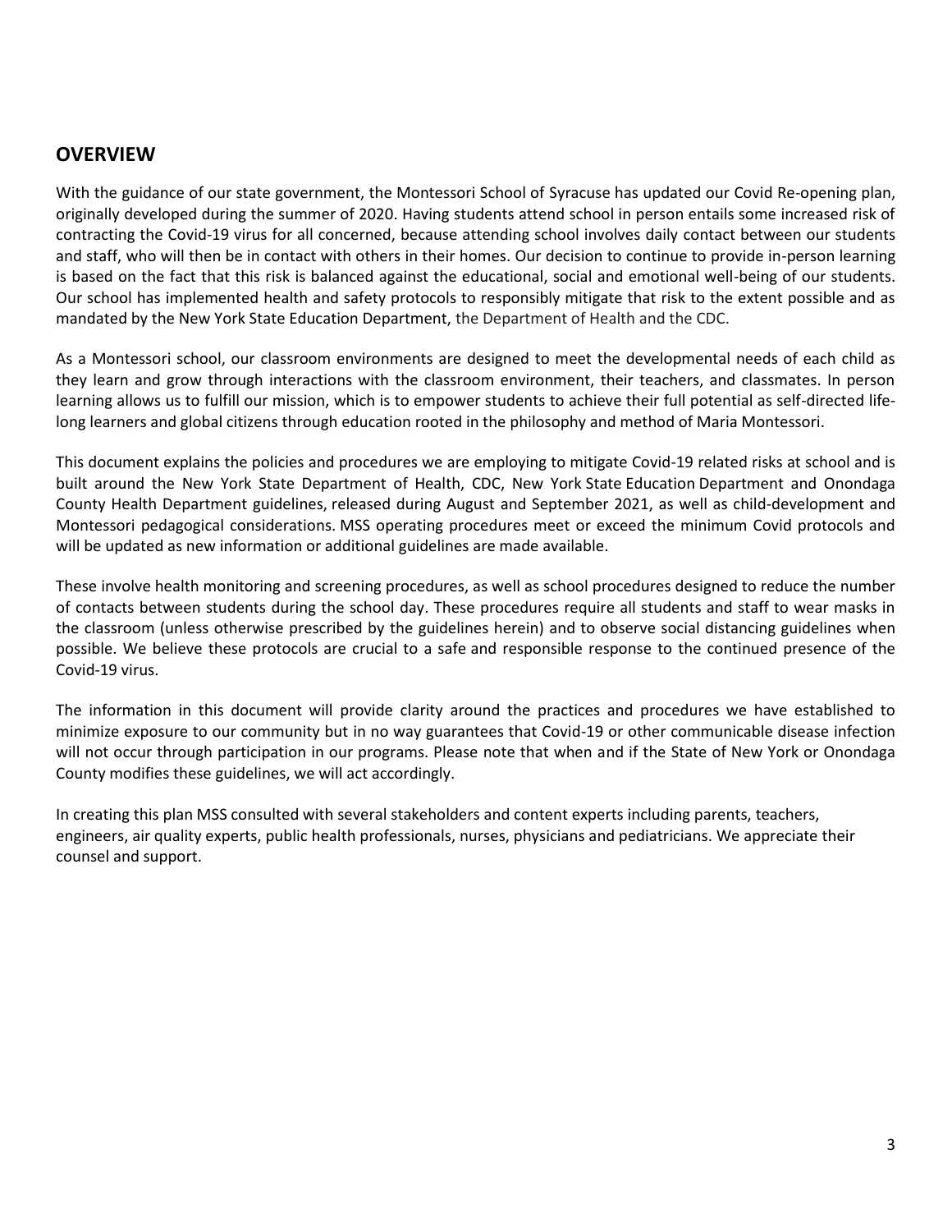## OVERVIEW

With the guidance of our state government, the Montessori School of Syracuse has updated our Covid Re-opening plan, originally developed during the summer of 2020. Having students attend school in person entails some increased risk of contracting the Covid-19 virus for all concerned, because attending school involves daily contact between our students and staff, who will then be in contact with others in their homes. Our decision to continue to provide in-person learning is based on the fact that this risk is balanced against the educational, social and emotional well-being of our students. Our school has implemented health and safety protocols to responsibly mitigate that risk to the extent possible and as mandated by the New York State Education Department, the Department of Health and the CDC.

As a Montessori school, our classroom environments are designed to meet the developmental needs of each child as they learn and grow through interactions with the classroom environment, their teachers, and classmates. In person learning allows us to fulfill our mission, which is to empower students to achieve their full potential as self-directed life-long learners and global citizens through education rooted in the philosophy and method of Maria Montessori.

This document explains the policies and procedures we are employing to mitigate Covid-19 related risks at school and is built around the New York State Department of Health, CDC, New York State Education Department and Onondaga County Health Department guidelines, released during August and September 2021, as well as child-development and Montessori pedagogical considerations. MSS operating procedures meet or exceed the minimum Covid protocols and will be updated as new information or additional guidelines are made available.

These involve health monitoring and screening procedures, as well as school procedures designed to reduce the number of contacts between students during the school day. These procedures require all students and staff to wear masks in the classroom (unless otherwise prescribed by the guidelines herein) and to observe social distancing guidelines when possible. We believe these protocols are crucial to a safe and responsible response to the continued presence of the Covid-19 virus.

The information in this document will provide clarity around the practices and procedures we have established to minimize exposure to our community but in no way guarantees that Covid-19 or other communicable disease infection will not occur through participation in our programs. Please note that when and if the State of New York or Onondaga County modifies these guidelines, we will act accordingly.

In creating this plan MSS consulted with several stakeholders and content experts including parents, teachers, engineers, air quality experts, public health professionals, nurses, physicians and pediatricians. We appreciate their counsel and support.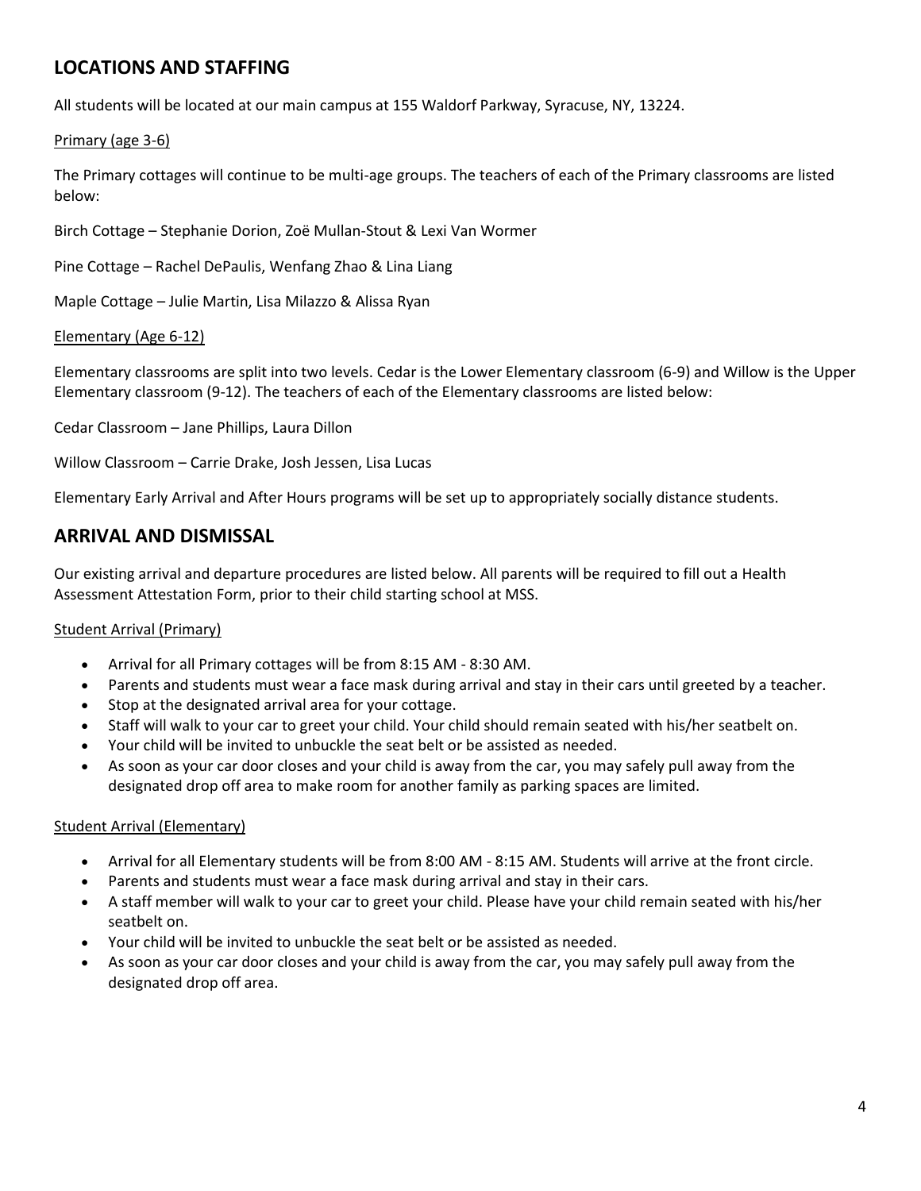## LOCATIONS AND STAFFING

All students will be located at our main campus at 155 Waldorf Parkway, Syracuse, NY, 13224.

Primary (age 3-6)

The Primary cottages will continue to be multi-age groups. The teachers of each of the Primary classrooms are listed below:

Birch Cottage – Stephanie Dorion, Zoë Mullan-Stout & Lexi Van Wormer

Pine Cottage – Rachel DePaulis, Wenfang Zhao & Lina Liang

Maple Cottage – Julie Martin, Lisa Milazzo & Alissa Ryan

Elementary (Age 6-12)

Elementary classrooms are split into two levels. Cedar is the Lower Elementary classroom (6-9) and Willow is the Upper Elementary classroom (9-12). The teachers of each of the Elementary classrooms are listed below:

Cedar Classroom – Jane Phillips, Laura Dillon

Willow Classroom – Carrie Drake, Josh Jessen, Lisa Lucas

Elementary Early Arrival and After Hours programs will be set up to appropriately socially distance students.

## ARRIVAL AND DISMISSAL

Our existing arrival and departure procedures are listed below. All parents will be required to fill out a Health Assessment Attestation Form, prior to their child starting school at MSS.

Student Arrival (Primary)

- Arrival for all Primary cottages will be from 8:15 AM - 8:30 AM.
- Parents and students must wear a face mask during arrival and stay in their cars until greeted by a teacher.
- Stop at the designated arrival area for your cottage.
- Staff will walk to your car to greet your child. Your child should remain seated with his/her seatbelt on.
- Your child will be invited to unbuckle the seat belt or be assisted as needed.
- As soon as your car door closes and your child is away from the car, you may safely pull away from the designated drop off area to make room for another family as parking spaces are limited.

Student Arrival (Elementary)

- Arrival for all Elementary students will be from 8:00 AM - 8:15 AM. Students will arrive at the front circle.
- Parents and students must wear a face mask during arrival and stay in their cars.
- A staff member will walk to your car to greet your child. Please have your child remain seated with his/her seatbelt on.
- Your child will be invited to unbuckle the seat belt or be assisted as needed.
- As soon as your car door closes and your child is away from the car, you may safely pull away from the designated drop off area.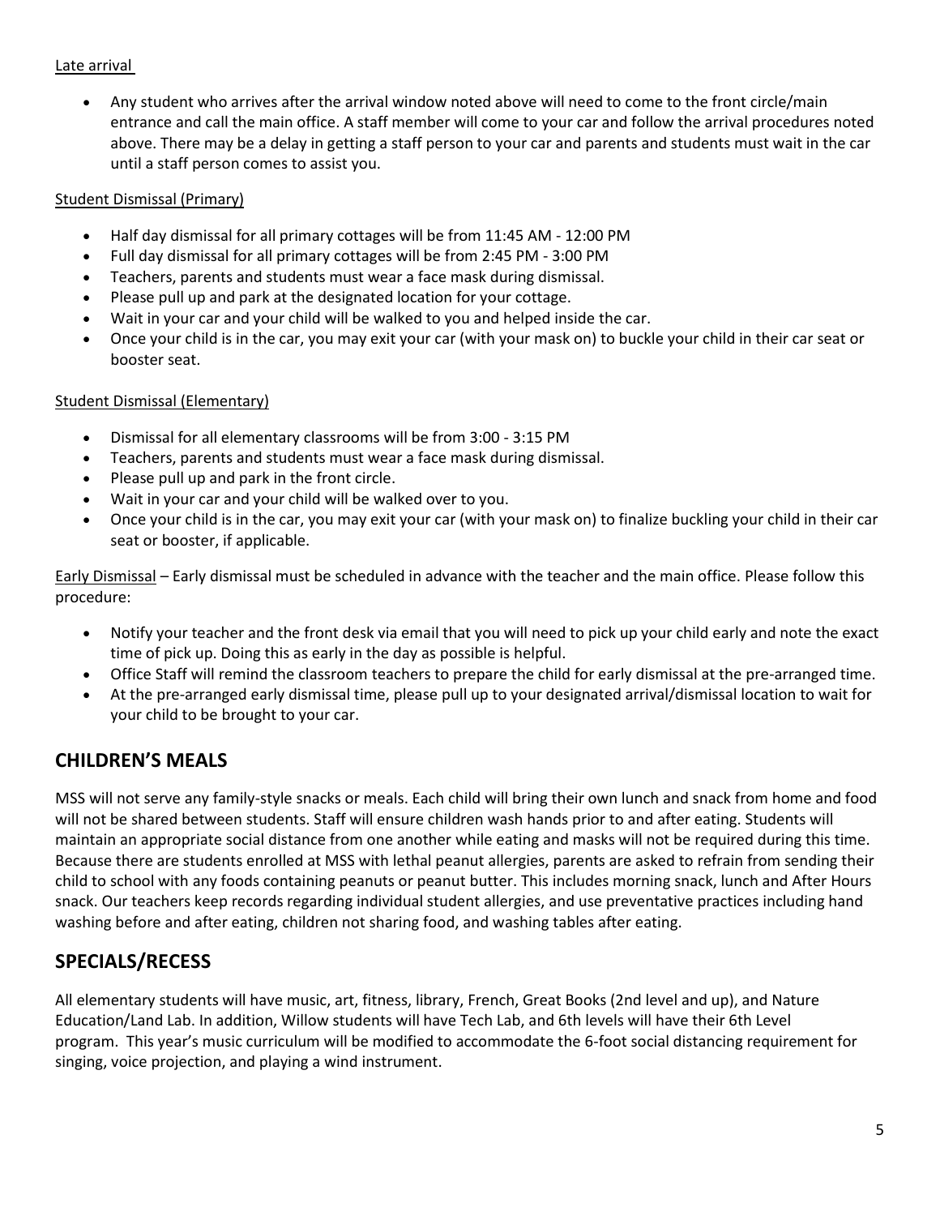Late arrival

- Any student who arrives after the arrival window noted above will need to come to the front circle/main entrance and call the main office. A staff member will come to your car and follow the arrival procedures noted above. There may be a delay in getting a staff person to your car and parents and students must wait in the car until a staff person comes to assist you.

Student Dismissal (Primary)

- Half day dismissal for all primary cottages will be from 11:45 AM - 12:00 PM
- Full day dismissal for all primary cottages will be from 2:45 PM - 3:00 PM
- Teachers, parents and students must wear a face mask during dismissal.
- Please pull up and park at the designated location for your cottage.
- Wait in your car and your child will be walked to you and helped inside the car.
- Once your child is in the car, you may exit your car (with your mask on) to buckle your child in their car seat or booster seat.

Student Dismissal (Elementary)

- Dismissal for all elementary classrooms will be from 3:00 - 3:15 PM
- Teachers, parents and students must wear a face mask during dismissal.
- Please pull up and park in the front circle.
- Wait in your car and your child will be walked over to you.
- Once your child is in the car, you may exit your car (with your mask on) to finalize buckling your child in their car seat or booster, if applicable.

Early Dismissal – Early dismissal must be scheduled in advance with the teacher and the main office. Please follow this procedure:

- Notify your teacher and the front desk via email that you will need to pick up your child early and note the exact time of pick up. Doing this as early in the day as possible is helpful.
- Office Staff will remind the classroom teachers to prepare the child for early dismissal at the pre-arranged time.
- At the pre-arranged early dismissal time, please pull up to your designated arrival/dismissal location to wait for your child to be brought to your car.

## CHILDREN'S MEALS

MSS will not serve any family-style snacks or meals. Each child will bring their own lunch and snack from home and food will not be shared between students. Staff will ensure children wash hands prior to and after eating. Students will maintain an appropriate social distance from one another while eating and masks will not be required during this time. Because there are students enrolled at MSS with lethal peanut allergies, parents are asked to refrain from sending their child to school with any foods containing peanuts or peanut butter. This includes morning snack, lunch and After Hours snack. Our teachers keep records regarding individual student allergies, and use preventative practices including hand washing before and after eating, children not sharing food, and washing tables after eating.

## SPECIALS/RECESS

All elementary students will have music, art, fitness, library, French, Great Books (2nd level and up), and Nature Education/Land Lab. In addition, Willow students will have Tech Lab, and 6th levels will have their 6th Level program. This year's music curriculum will be modified to accommodate the 6-foot social distancing requirement for singing, voice projection, and playing a wind instrument.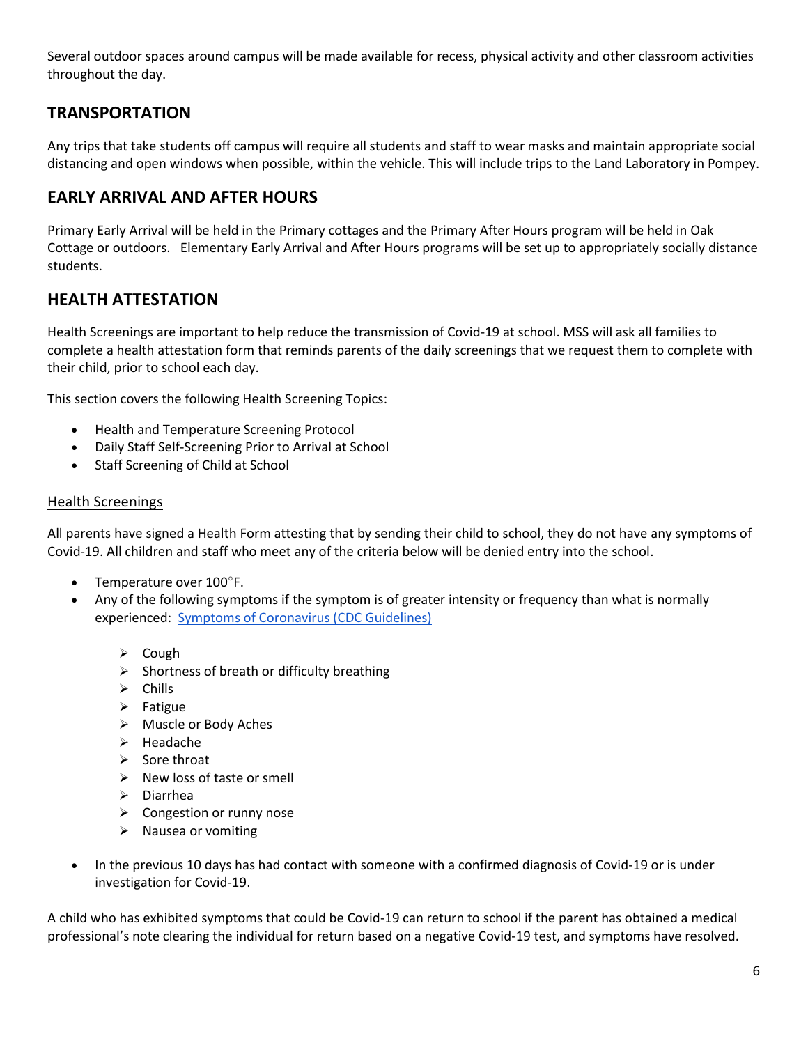Several outdoor spaces around campus will be made available for recess, physical activity and other classroom activities throughout the day.

## TRANSPORTATION

Any trips that take students off campus will require all students and staff to wear masks and maintain appropriate social distancing and open windows when possible, within the vehicle. This will include trips to the Land Laboratory in Pompey.

## EARLY ARRIVAL AND AFTER HOURS

Primary Early Arrival will be held in the Primary cottages and the Primary After Hours program will be held in Oak Cottage or outdoors. Elementary Early Arrival and After Hours programs will be set up to appropriately socially distance students.

## HEALTH ATTESTATION

Health Screenings are important to help reduce the transmission of Covid-19 at school. MSS will ask all families to complete a health attestation form that reminds parents of the daily screenings that we request them to complete with their child, prior to school each day.

This section covers the following Health Screening Topics:

- Health and Temperature Screening Protocol
- Daily Staff Self-Screening Prior to Arrival at School
- Staff Screening of Child at School

### Health Screenings

All parents have signed a Health Form attesting that by sending their child to school, they do not have any symptoms of Covid-19. All children and staff who meet any of the criteria below will be denied entry into the school.

- Temperature over 100°F.
- Any of the following symptoms if the symptom is of greater intensity or frequency than what is normally experienced: [Symptoms of Coronavirus (CDC Guidelines)]
  - Cough
  - Shortness of breath or difficulty breathing
  - Chills
  - Fatigue
  - Muscle or Body Aches
  - Headache
  - Sore throat
  - New loss of taste or smell
  - Diarrhea
  - Congestion or runny nose
  - Nausea or vomiting
- In the previous 10 days has had contact with someone with a confirmed diagnosis of Covid-19 or is under investigation for Covid-19.

A child who has exhibited symptoms that could be Covid-19 can return to school if the parent has obtained a medical professional's note clearing the individual for return based on a negative Covid-19 test, and symptoms have resolved.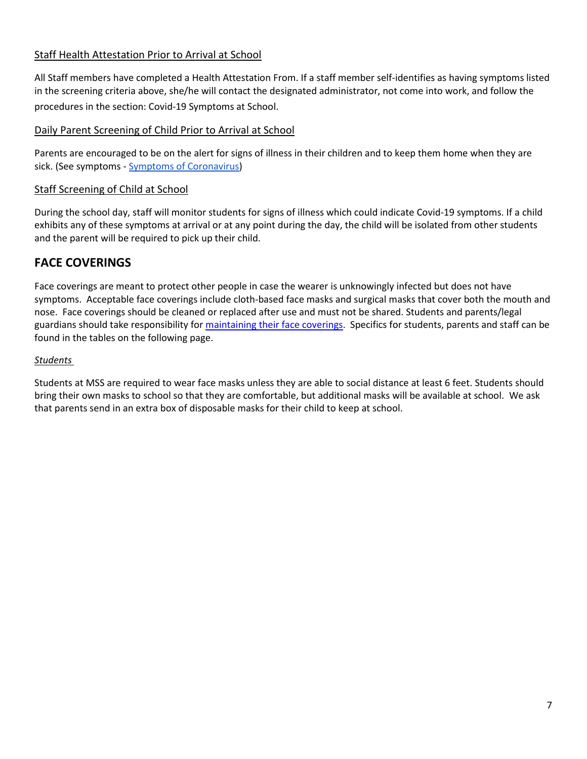### Staff Health Attestation Prior to Arrival at School

All Staff members have completed a Health Attestation From. If a staff member self-identifies as having symptoms listed in the screening criteria above, she/he will contact the designated administrator, not come into work, and follow the procedures in the section: Covid-19 Symptoms at School.

### Daily Parent Screening of Child Prior to Arrival at School

Parents are encouraged to be on the alert for signs of illness in their children and to keep them home when they are sick. (See symptoms - [Symptoms of Coronavirus])

### Staff Screening of Child at School

During the school day, staff will monitor students for signs of illness which could indicate Covid-19 symptoms. If a child exhibits any of these symptoms at arrival or at any point during the day, the child will be isolated from other students and the parent will be required to pick up their child.

## FACE COVERINGS

Face coverings are meant to protect other people in case the wearer is unknowingly infected but does not have symptoms. Acceptable face coverings include cloth-based face masks and surgical masks that cover both the mouth and nose. Face coverings should be cleaned or replaced after use and must not be shared. Students and parents/legal guardians should take responsibility for [maintaining their face coverings]. Specifics for students, parents and staff can be found in the tables on the following page.

*Students*

Students at MSS are required to wear face masks unless they are able to social distance at least 6 feet. Students should bring their own masks to school so that they are comfortable, but additional masks will be available at school. We ask that parents send in an extra box of disposable masks for their child to keep at school.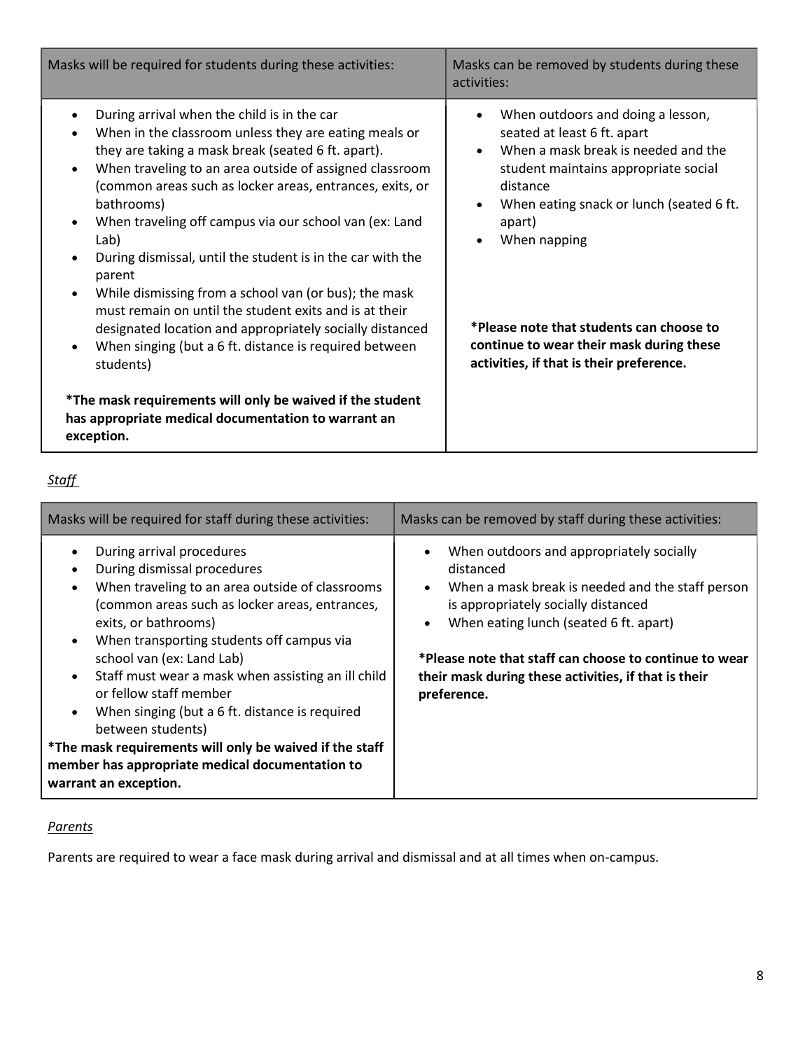| Masks will be required for students during these activities: | Masks can be removed by students during these activities: |
| --- | --- |
| • During arrival when the child is in the car<br>• When in the classroom unless they are eating meals or they are taking a mask break (seated 6 ft. apart).<br>• When traveling to an area outside of assigned classroom (common areas such as locker areas, entrances, exits, or bathrooms)<br>• When traveling off campus via our school van (ex: Land Lab)<br>• During dismissal, until the student is in the car with the parent<br>• While dismissing from a school van (or bus); the mask must remain on until the student exits and is at their designated location and appropriately socially distanced<br>• When singing (but a 6 ft. distance is required between students)<br><br>**\*The mask requirements will only be waived if the student has appropriate medical documentation to warrant an exception.** | • When outdoors and doing a lesson, seated at least 6 ft. apart<br>• When a mask break is needed and the student maintains appropriate social distance<br>• When eating snack or lunch (seated 6 ft. apart)<br>• When napping<br><br>**\*Please note that students can choose to continue to wear their mask during these activities, if that is their preference.** |

*Staff*

| Masks will be required for staff during these activities: | Masks can be removed by staff during these activities: |
| --- | --- |
| • During arrival procedures<br>• During dismissal procedures<br>• When traveling to an area outside of classrooms (common areas such as locker areas, entrances, exits, or bathrooms)<br>• When transporting students off campus via school van (ex: Land Lab)<br>• Staff must wear a mask when assisting an ill child or fellow staff member<br>• When singing (but a 6 ft. distance is required between students)<br>**\*The mask requirements will only be waived if the staff member has appropriate medical documentation to warrant an exception.** | • When outdoors and appropriately socially distanced<br>• When a mask break is needed and the staff person is appropriately socially distanced<br>• When eating lunch (seated 6 ft. apart)<br><br>**\*Please note that staff can choose to continue to wear their mask during these activities, if that is their preference.** |

*Parents*

Parents are required to wear a face mask during arrival and dismissal and at all times when on-campus.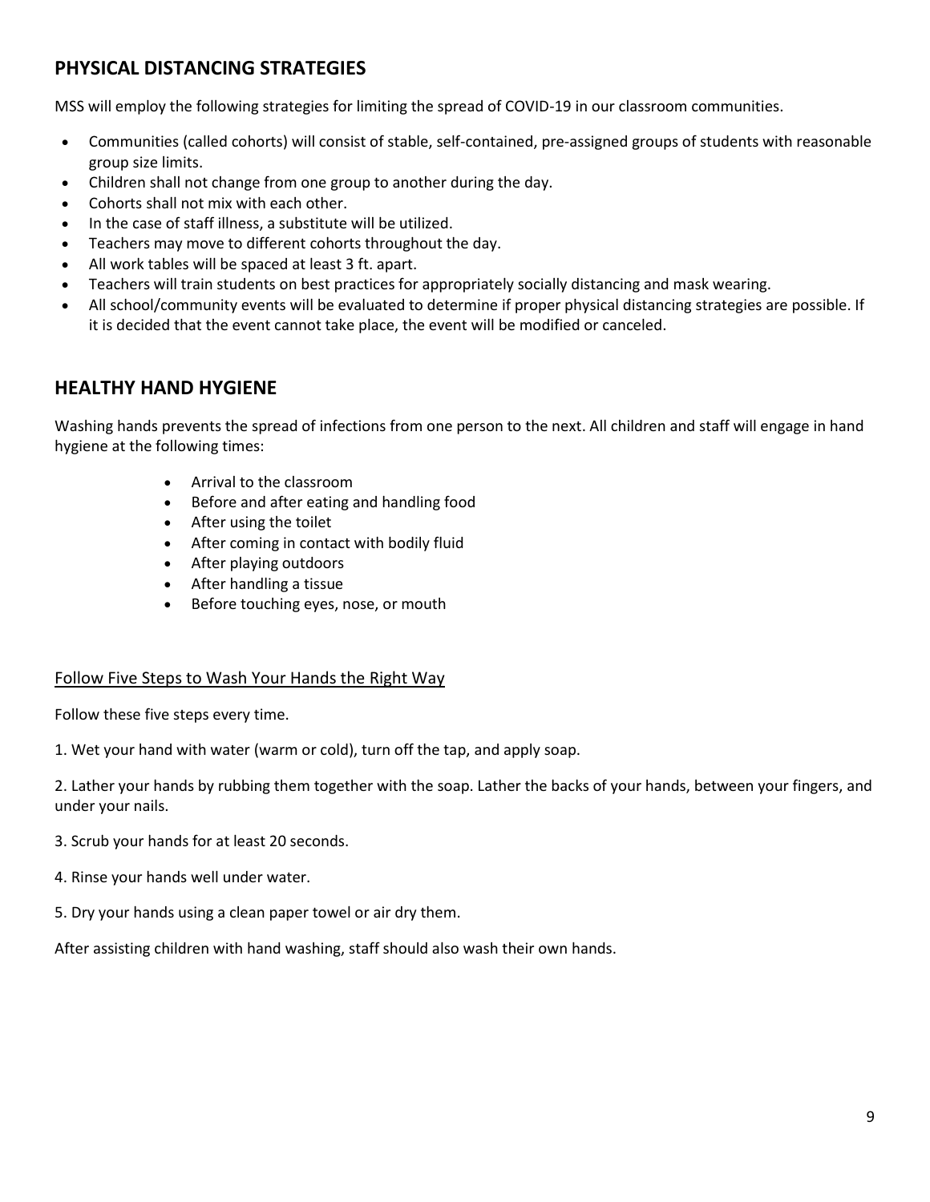## PHYSICAL DISTANCING STRATEGIES

MSS will employ the following strategies for limiting the spread of COVID-19 in our classroom communities.

- Communities (called cohorts) will consist of stable, self-contained, pre-assigned groups of students with reasonable group size limits.
- Children shall not change from one group to another during the day.
- Cohorts shall not mix with each other.
- In the case of staff illness, a substitute will be utilized.
- Teachers may move to different cohorts throughout the day.
- All work tables will be spaced at least 3 ft. apart.
- Teachers will train students on best practices for appropriately socially distancing and mask wearing.
- All school/community events will be evaluated to determine if proper physical distancing strategies are possible. If it is decided that the event cannot take place, the event will be modified or canceled.

## HEALTHY HAND HYGIENE

Washing hands prevents the spread of infections from one person to the next. All children and staff will engage in hand hygiene at the following times:

- Arrival to the classroom
- Before and after eating and handling food
- After using the toilet
- After coming in contact with bodily fluid
- After playing outdoors
- After handling a tissue
- Before touching eyes, nose, or mouth

<u>Follow Five Steps to Wash Your Hands the Right Way</u>

Follow these five steps every time.

1. Wet your hand with water (warm or cold), turn off the tap, and apply soap.

2. Lather your hands by rubbing them together with the soap. Lather the backs of your hands, between your fingers, and under your nails.

3. Scrub your hands for at least 20 seconds.

4. Rinse your hands well under water.

5. Dry your hands using a clean paper towel or air dry them.

After assisting children with hand washing, staff should also wash their own hands.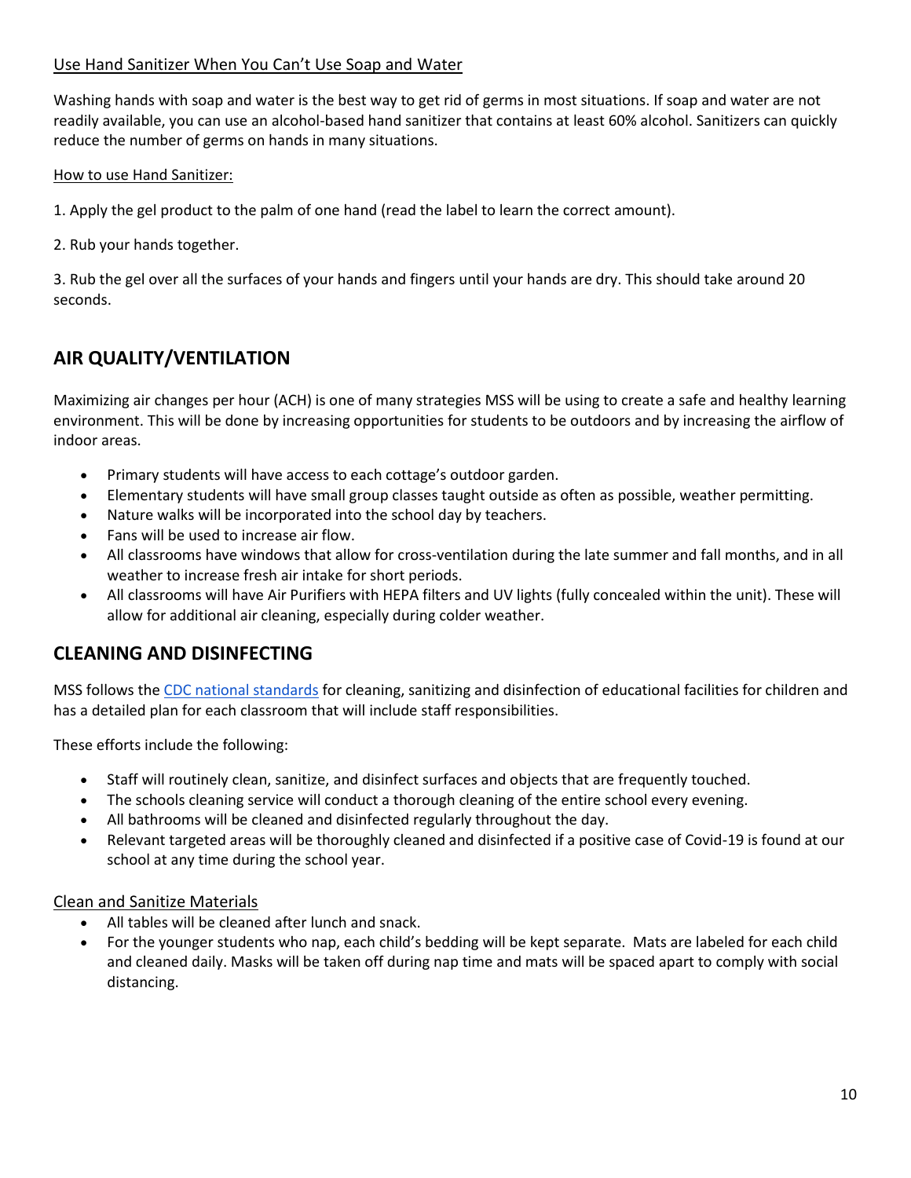Use Hand Sanitizer When You Can't Use Soap and Water

Washing hands with soap and water is the best way to get rid of germs in most situations. If soap and water are not readily available, you can use an alcohol-based hand sanitizer that contains at least 60% alcohol. Sanitizers can quickly reduce the number of germs on hands in many situations.

How to use Hand Sanitizer:

1. Apply the gel product to the palm of one hand (read the label to learn the correct amount).

2. Rub your hands together.

3. Rub the gel over all the surfaces of your hands and fingers until your hands are dry. This should take around 20 seconds.

## AIR QUALITY/VENTILATION

Maximizing air changes per hour (ACH) is one of many strategies MSS will be using to create a safe and healthy learning environment. This will be done by increasing opportunities for students to be outdoors and by increasing the airflow of indoor areas.

- Primary students will have access to each cottage's outdoor garden.
- Elementary students will have small group classes taught outside as often as possible, weather permitting.
- Nature walks will be incorporated into the school day by teachers.
- Fans will be used to increase air flow.
- All classrooms have windows that allow for cross-ventilation during the late summer and fall months, and in all weather to increase fresh air intake for short periods.
- All classrooms will have Air Purifiers with HEPA filters and UV lights (fully concealed within the unit). These will allow for additional air cleaning, especially during colder weather.

## CLEANING AND DISINFECTING

MSS follows the CDC national standards for cleaning, sanitizing and disinfection of educational facilities for children and has a detailed plan for each classroom that will include staff responsibilities.

These efforts include the following:

- Staff will routinely clean, sanitize, and disinfect surfaces and objects that are frequently touched.
- The schools cleaning service will conduct a thorough cleaning of the entire school every evening.
- All bathrooms will be cleaned and disinfected regularly throughout the day.
- Relevant targeted areas will be thoroughly cleaned and disinfected if a positive case of Covid-19 is found at our school at any time during the school year.

Clean and Sanitize Materials

- All tables will be cleaned after lunch and snack.
- For the younger students who nap, each child's bedding will be kept separate. Mats are labeled for each child and cleaned daily. Masks will be taken off during nap time and mats will be spaced apart to comply with social distancing.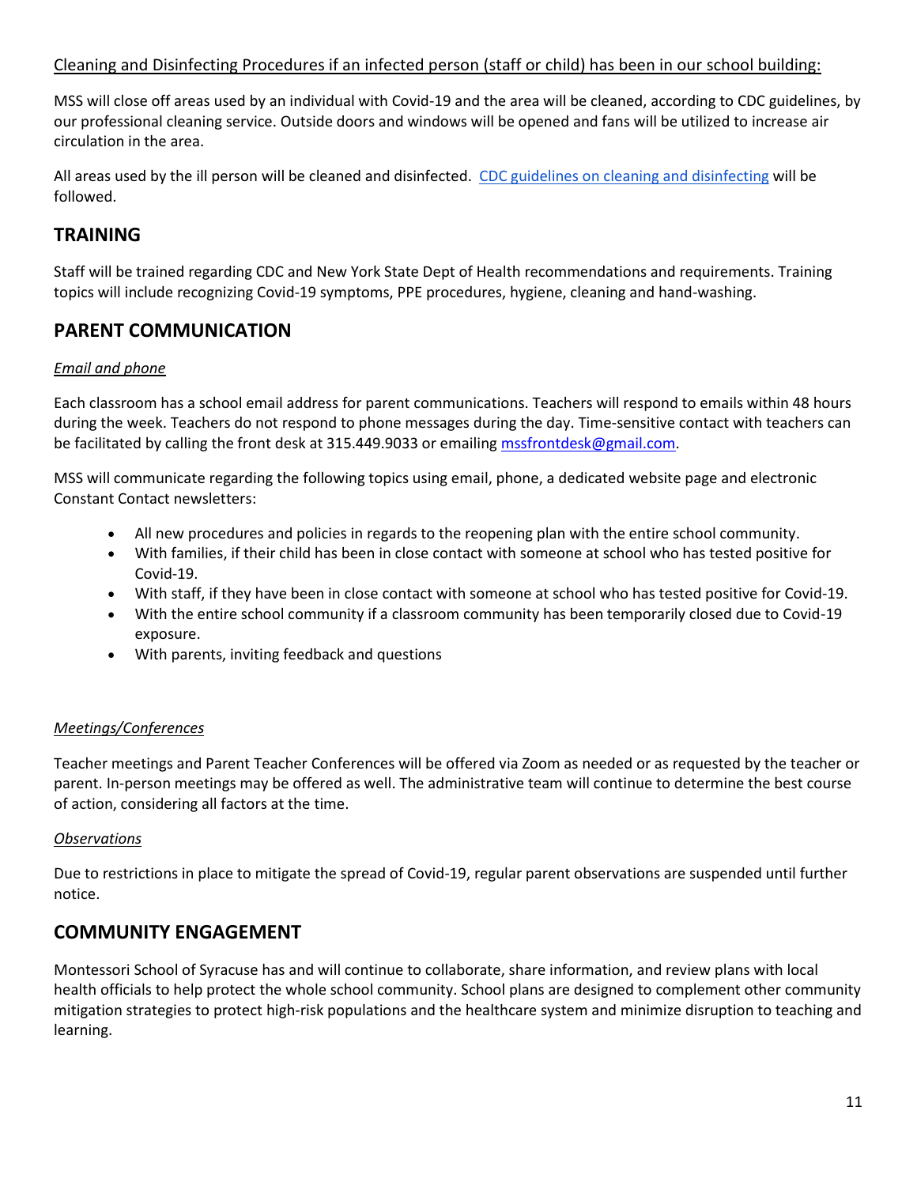Cleaning and Disinfecting Procedures if an infected person (staff or child) has been in our school building:

MSS will close off areas used by an individual with Covid-19 and the area will be cleaned, according to CDC guidelines, by our professional cleaning service. Outside doors and windows will be opened and fans will be utilized to increase air circulation in the area.

All areas used by the ill person will be cleaned and disinfected. [CDC guidelines on cleaning and disinfecting]() will be followed.

## TRAINING

Staff will be trained regarding CDC and New York State Dept of Health recommendations and requirements. Training topics will include recognizing Covid-19 symptoms, PPE procedures, hygiene, cleaning and hand-washing.

## PARENT COMMUNICATION

*Email and phone*

Each classroom has a school email address for parent communications. Teachers will respond to emails within 48 hours during the week. Teachers do not respond to phone messages during the day. Time-sensitive contact with teachers can be facilitated by calling the front desk at 315.449.9033 or emailing mssfrontdesk@gmail.com.

MSS will communicate regarding the following topics using email, phone, a dedicated website page and electronic Constant Contact newsletters:

- All new procedures and policies in regards to the reopening plan with the entire school community.
- With families, if their child has been in close contact with someone at school who has tested positive for Covid-19.
- With staff, if they have been in close contact with someone at school who has tested positive for Covid-19.
- With the entire school community if a classroom community has been temporarily closed due to Covid-19 exposure.
- With parents, inviting feedback and questions

*Meetings/Conferences*

Teacher meetings and Parent Teacher Conferences will be offered via Zoom as needed or as requested by the teacher or parent. In-person meetings may be offered as well. The administrative team will continue to determine the best course of action, considering all factors at the time.

*Observations*

Due to restrictions in place to mitigate the spread of Covid-19, regular parent observations are suspended until further notice.

## COMMUNITY ENGAGEMENT

Montessori School of Syracuse has and will continue to collaborate, share information, and review plans with local health officials to help protect the whole school community. School plans are designed to complement other community mitigation strategies to protect high-risk populations and the healthcare system and minimize disruption to teaching and learning.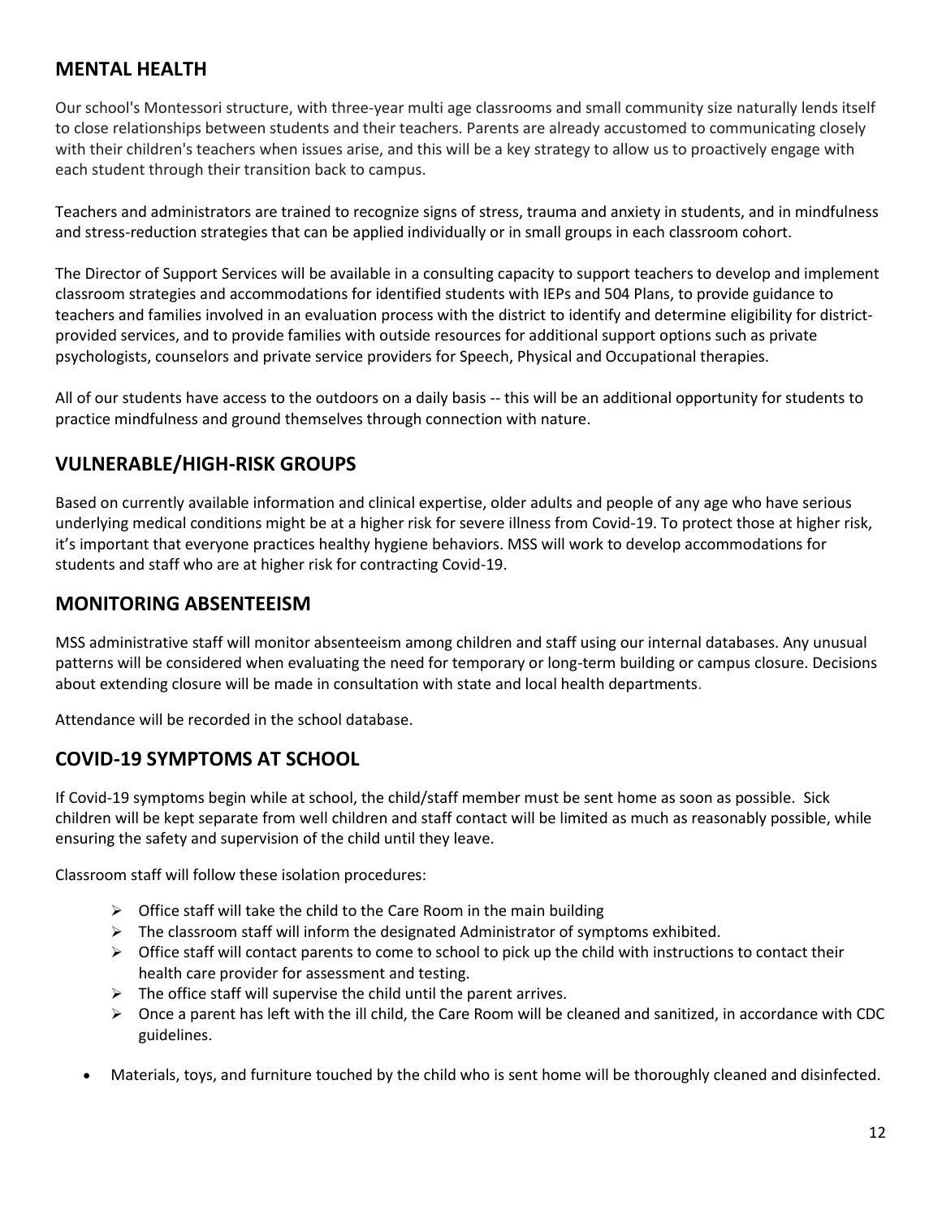## MENTAL HEALTH

Our school's Montessori structure, with three-year multi age classrooms and small community size naturally lends itself to close relationships between students and their teachers. Parents are already accustomed to communicating closely with their children's teachers when issues arise, and this will be a key strategy to allow us to proactively engage with each student through their transition back to campus.

Teachers and administrators are trained to recognize signs of stress, trauma and anxiety in students, and in mindfulness and stress-reduction strategies that can be applied individually or in small groups in each classroom cohort.

The Director of Support Services will be available in a consulting capacity to support teachers to develop and implement classroom strategies and accommodations for identified students with IEPs and 504 Plans, to provide guidance to teachers and families involved in an evaluation process with the district to identify and determine eligibility for district-provided services, and to provide families with outside resources for additional support options such as private psychologists, counselors and private service providers for Speech, Physical and Occupational therapies.

All of our students have access to the outdoors on a daily basis -- this will be an additional opportunity for students to practice mindfulness and ground themselves through connection with nature.

## VULNERABLE/HIGH-RISK GROUPS

Based on currently available information and clinical expertise, older adults and people of any age who have serious underlying medical conditions might be at a higher risk for severe illness from Covid-19. To protect those at higher risk, it's important that everyone practices healthy hygiene behaviors. MSS will work to develop accommodations for students and staff who are at higher risk for contracting Covid-19.

## MONITORING ABSENTEEISM

MSS administrative staff will monitor absenteeism among children and staff using our internal databases. Any unusual patterns will be considered when evaluating the need for temporary or long-term building or campus closure. Decisions about extending closure will be made in consultation with state and local health departments.

Attendance will be recorded in the school database.

## COVID-19 SYMPTOMS AT SCHOOL

If Covid-19 symptoms begin while at school, the child/staff member must be sent home as soon as possible. Sick children will be kept separate from well children and staff contact will be limited as much as reasonably possible, while ensuring the safety and supervision of the child until they leave.

Classroom staff will follow these isolation procedures:

- Office staff will take the child to the Care Room in the main building
- The classroom staff will inform the designated Administrator of symptoms exhibited.
- Office staff will contact parents to come to school to pick up the child with instructions to contact their health care provider for assessment and testing.
- The office staff will supervise the child until the parent arrives.
- Once a parent has left with the ill child, the Care Room will be cleaned and sanitized, in accordance with CDC guidelines.

- Materials, toys, and furniture touched by the child who is sent home will be thoroughly cleaned and disinfected.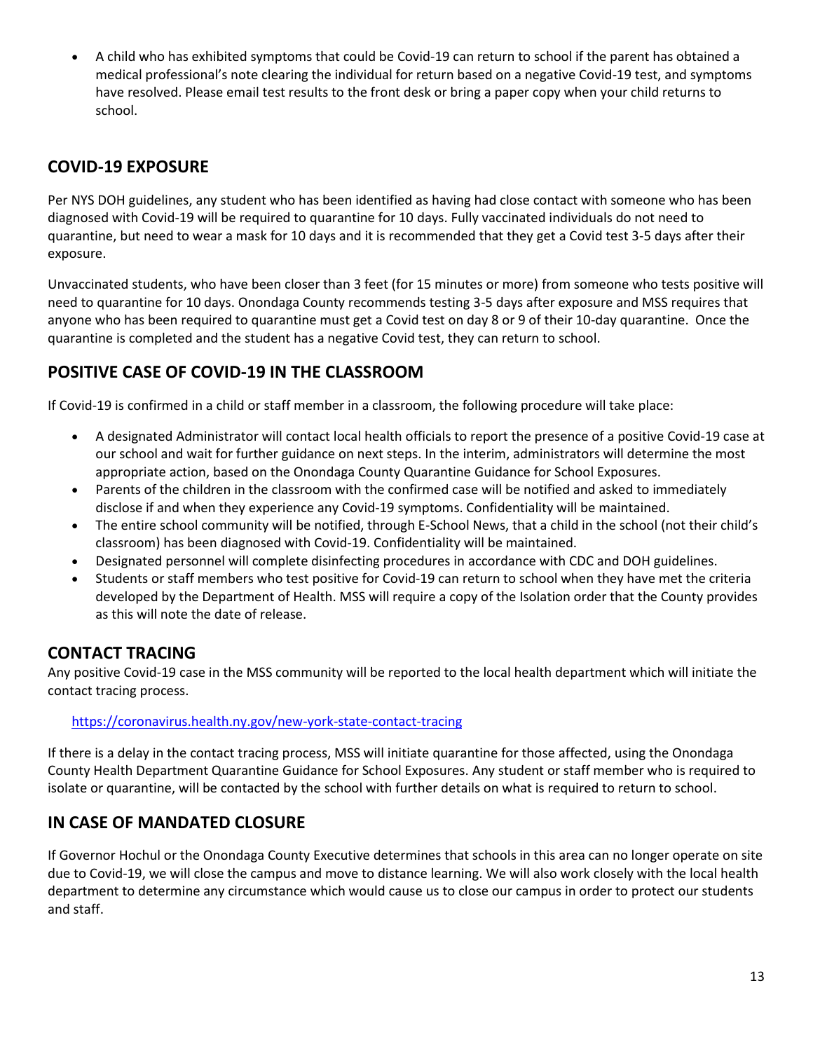- A child who has exhibited symptoms that could be Covid-19 can return to school if the parent has obtained a medical professional's note clearing the individual for return based on a negative Covid-19 test, and symptoms have resolved. Please email test results to the front desk or bring a paper copy when your child returns to school.

## COVID-19 EXPOSURE

Per NYS DOH guidelines, any student who has been identified as having had close contact with someone who has been diagnosed with Covid-19 will be required to quarantine for 10 days. Fully vaccinated individuals do not need to quarantine, but need to wear a mask for 10 days and it is recommended that they get a Covid test 3-5 days after their exposure.

Unvaccinated students, who have been closer than 3 feet (for 15 minutes or more) from someone who tests positive will need to quarantine for 10 days. Onondaga County recommends testing 3-5 days after exposure and MSS requires that anyone who has been required to quarantine must get a Covid test on day 8 or 9 of their 10-day quarantine. Once the quarantine is completed and the student has a negative Covid test, they can return to school.

## POSITIVE CASE OF COVID-19 IN THE CLASSROOM

If Covid-19 is confirmed in a child or staff member in a classroom, the following procedure will take place:

- A designated Administrator will contact local health officials to report the presence of a positive Covid-19 case at our school and wait for further guidance on next steps. In the interim, administrators will determine the most appropriate action, based on the Onondaga County Quarantine Guidance for School Exposures.
- Parents of the children in the classroom with the confirmed case will be notified and asked to immediately disclose if and when they experience any Covid-19 symptoms. Confidentiality will be maintained.
- The entire school community will be notified, through E-School News, that a child in the school (not their child's classroom) has been diagnosed with Covid-19. Confidentiality will be maintained.
- Designated personnel will complete disinfecting procedures in accordance with CDC and DOH guidelines.
- Students or staff members who test positive for Covid-19 can return to school when they have met the criteria developed by the Department of Health. MSS will require a copy of the Isolation order that the County provides as this will note the date of release.

## CONTACT TRACING

Any positive Covid-19 case in the MSS community will be reported to the local health department which will initiate the contact tracing process.

https://coronavirus.health.ny.gov/new-york-state-contact-tracing

If there is a delay in the contact tracing process, MSS will initiate quarantine for those affected, using the Onondaga County Health Department Quarantine Guidance for School Exposures. Any student or staff member who is required to isolate or quarantine, will be contacted by the school with further details on what is required to return to school.

## IN CASE OF MANDATED CLOSURE

If Governor Hochul or the Onondaga County Executive determines that schools in this area can no longer operate on site due to Covid-19, we will close the campus and move to distance learning. We will also work closely with the local health department to determine any circumstance which would cause us to close our campus in order to protect our students and staff.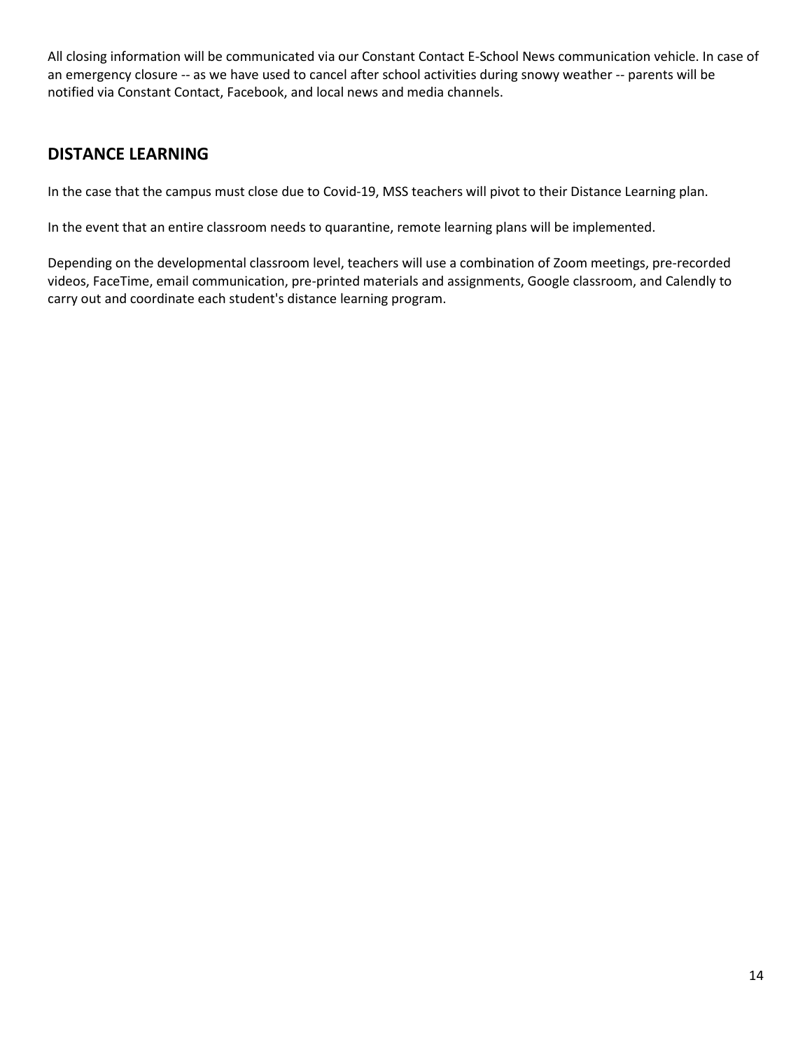All closing information will be communicated via our Constant Contact E-School News communication vehicle. In case of an emergency closure -- as we have used to cancel after school activities during snowy weather -- parents will be notified via Constant Contact, Facebook, and local news and media channels.

## DISTANCE LEARNING

In the case that the campus must close due to Covid-19, MSS teachers will pivot to their Distance Learning plan.

In the event that an entire classroom needs to quarantine, remote learning plans will be implemented.

Depending on the developmental classroom level, teachers will use a combination of Zoom meetings, pre-recorded videos, FaceTime, email communication, pre-printed materials and assignments, Google classroom, and Calendly to carry out and coordinate each student's distance learning program.